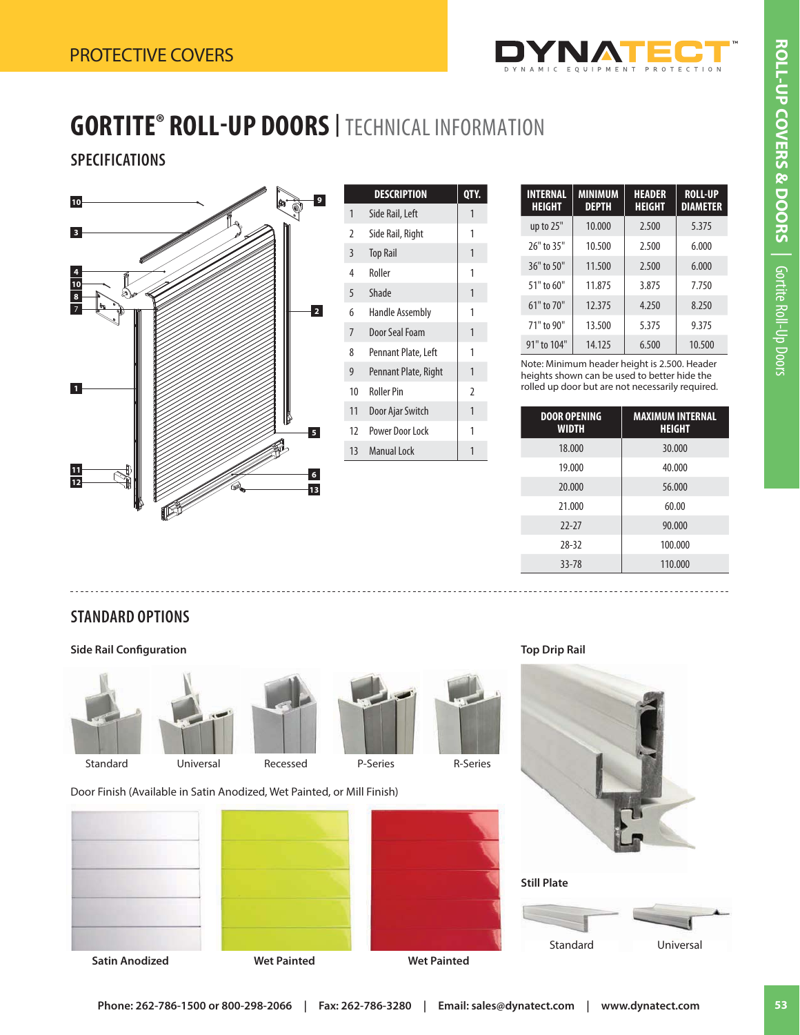PROTECTIVE COVERS

# GORTITE® ROLL-UP DOORS | TECHNICAL INFORMATION

## SPECIFICATIONS

| DESCRIPTION | | QTY. |
|---|---|---|
| 1 | Side Rail, Left | 1 |
| 2 | Side Rail, Right | 1 |
| 3 | Top Rail | 1 |
| 4 | Roller | 1 |
| 5 | Shade | 1 |
| 6 | Handle Assembly | 1 |
| 7 | Door Seal Foam | 1 |
| 8 | Pennant Plate, Left | 1 |
| 9 | Pennant Plate, Right | 1 |
| 10 | Roller Pin | 2 |
| 11 | Door Ajar Switch | 1 |
| 12 | Power Door Lock | 1 |
| 13 | Manual Lock | 1 |

| INTERNAL HEIGHT | MINIMUM DEPTH | HEADER HEIGHT | ROLL-UP DIAMETER |
|---|---|---|---|
| up to 25" | 10.000 | 2.500 | 5.375 |
| 26" to 35" | 10.500 | 2.500 | 6.000 |
| 36" to 50" | 11.500 | 2.500 | 6.000 |
| 51" to 60" | 11.875 | 3.875 | 7.750 |
| 61" to 70" | 12.375 | 4.250 | 8.250 |
| 71" to 90" | 13.500 | 5.375 | 9.375 |
| 91" to 104" | 14.125 | 6.500 | 10.500 |

Note: Minimum header height is 2.500. Header heights shown can be used to better hide the rolled up door but are not necessarily required.

| DOOR OPENING WIDTH | MAXIMUM INTERNAL HEIGHT |
|---|---|
| 18.000 | 30.000 |
| 19.000 | 40.000 |
| 20.000 | 56.000 |
| 21.000 | 60.00 |
| 22-27 | 90.000 |
| 28-32 | 100.000 |
| 33-78 | 110.000 |

## STANDARD OPTIONS

**Side Rail Configuration**

Standard | Universal | Recessed | P-Series | R-Series

Door Finish (Available in Satin Anodized, Wet Painted, or Mill Finish)

**Satin Anodized** | **Wet Painted** | **Wet Painted**

**Top Drip Rail**

**Still Plate**

Standard | Universal

**Phone: 262-786-1500 or 800-298-2066 | Fax: 262-786-3280 | Email: sales@dynatect.com | www.dynatect.com**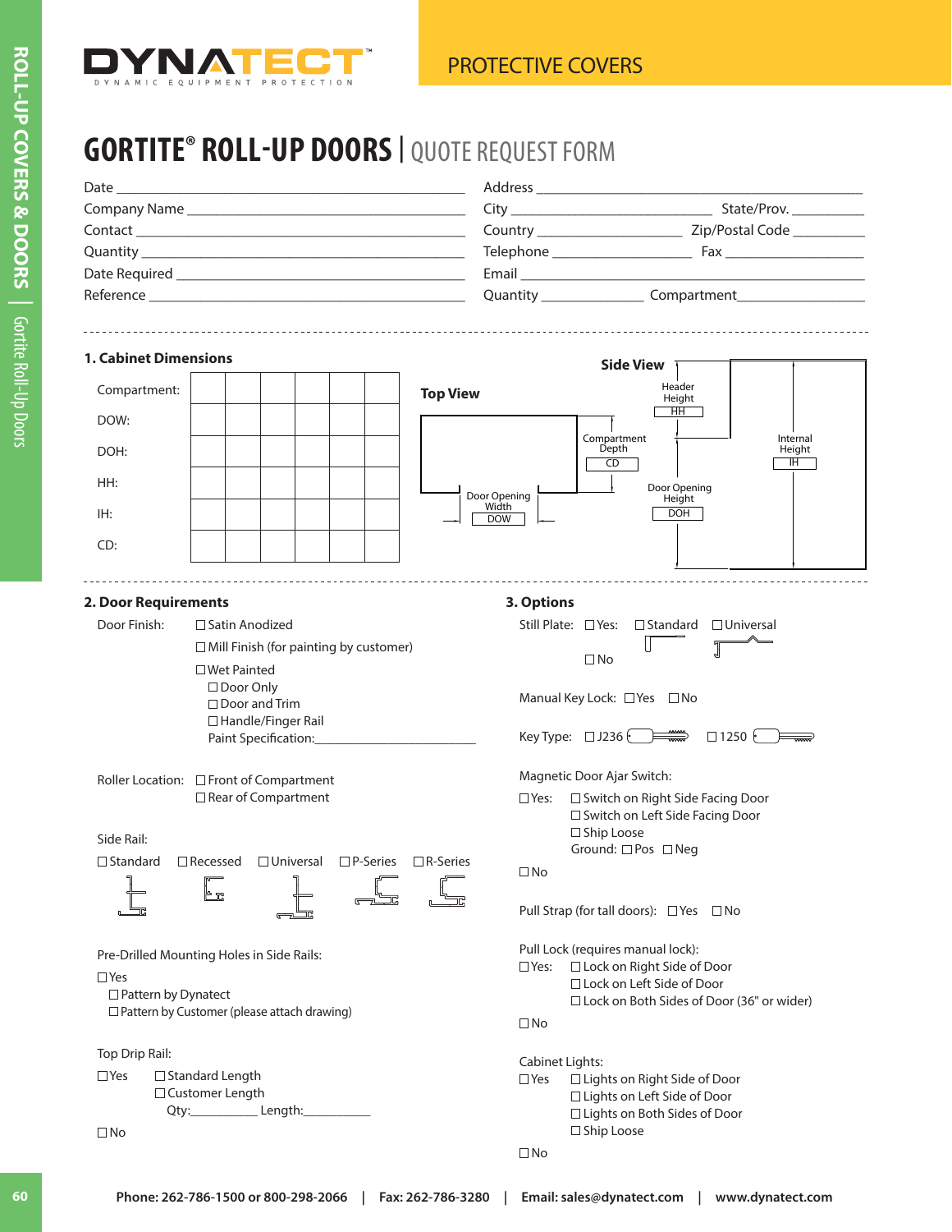# GORTITE® ROLL-UP DOORS | QUOTE REQUEST FORM

Date ______________________________________________

Company Name ______________________________________

Contact ___________________________________________

Quantity __________________________________________

Date Required _____________________________________

Reference _________________________________________

Address ___________________________________________

City ____________________________ State/Prov. __________

Country _____________________ Zip/Postal Code __________

Telephone ___________________ Fax ___________________

Email _____________________________________________

Quantity ______________ Compartment__________________

## 1. Cabinet Dimensions

| | | | | | | |
|---|---|---|---|---|---|---|
| Compartment: | | | | | | |
| DOW: | | | | | | |
| DOH: | | | | | | |
| HH: | | | | | | |
| IH: | | | | | | |
| CD: | | | | | | |

Top View

Door Opening Width DOW

Compartment Depth CD

Side View

Header Height HH

Door Opening Height DOH

Internal Height IH

## 2. Door Requirements

Door Finish:
- ☐ Satin Anodized
- ☐ Mill Finish (for painting by customer)
- ☐ Wet Painted
  - ☐ Door Only
  - ☐ Door and Trim
  - ☐ Handle/Finger Rail
  - Paint Specification:________________________

Roller Location:
- ☐ Front of Compartment
- ☐ Rear of Compartment

Side Rail:

☐ Standard ☐ Recessed ☐ Universal ☐ P-Series ☐ R-Series

Pre-Drilled Mounting Holes in Side Rails:
- ☐ Yes
  - ☐ Pattern by Dynatect
  - ☐ Pattern by Customer (please attach drawing)

Top Drip Rail:
- ☐ Yes
  - ☐ Standard Length
  - ☐ Customer Length
  - Qty:__________ Length:__________
- ☐ No

## 3. Options

Still Plate: ☐ Yes: ☐ Standard ☐ Universal

☐ No

Manual Key Lock: ☐ Yes ☐ No

Key Type: ☐ J236 ☐ 1250

Magnetic Door Ajar Switch:
- ☐ Yes:
  - ☐ Switch on Right Side Facing Door
  - ☐ Switch on Left Side Facing Door
  - ☐ Ship Loose
  - Ground: ☐ Pos ☐ Neg
- ☐ No

Pull Strap (for tall doors): ☐ Yes ☐ No

Pull Lock (requires manual lock):
- ☐ Yes:
  - ☐ Lock on Right Side of Door
  - ☐ Lock on Left Side of Door
  - ☐ Lock on Both Sides of Door (36" or wider)
- ☐ No

Cabinet Lights:
- ☐ Yes
  - ☐ Lights on Right Side of Door
  - ☐ Lights on Left Side of Door
  - ☐ Lights on Both Sides of Door
  - ☐ Ship Loose
- ☐ No

Phone: 262-786-1500 or 800-298-2066 | Fax: 262-786-3280 | Email: sales@dynatect.com | www.dynatect.com